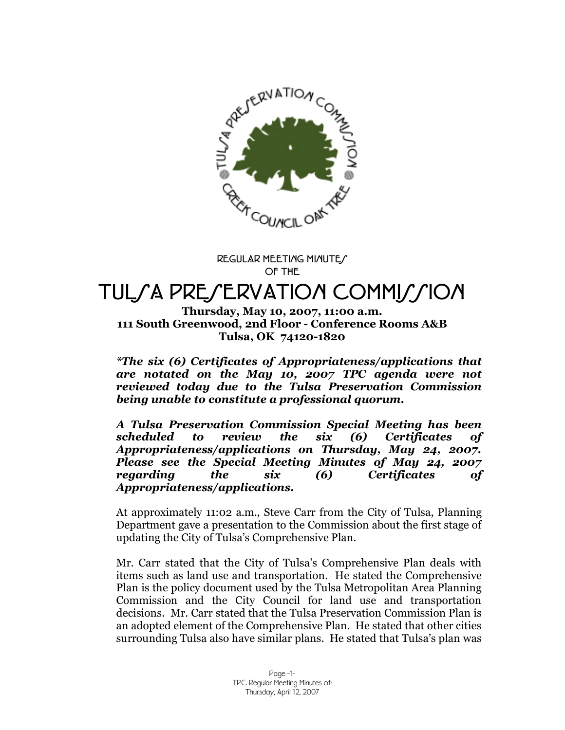REGULAR MEETING MINUTES
OF THE

# TULSA PRESERVATION COMMISSION

**Thursday, May 10, 2007, 11:00 a.m.**
**111 South Greenwood, 2nd Floor - Conference Rooms A&B**
**Tulsa, OK 74120-1820**

***The six (6) Certificates of Appropriateness/applications that are notated on the May 10, 2007 TPC agenda were not reviewed today due to the Tulsa Preservation Commission being unable to constitute a professional quorum.***

***A Tulsa Preservation Commission Special Meeting has been scheduled to review the six (6) Certificates of Appropriateness/applications on Thursday, May 24, 2007. Please see the Special Meeting Minutes of May 24, 2007 regarding the six (6) Certificates of Appropriateness/applications.***

At approximately 11:02 a.m., Steve Carr from the City of Tulsa, Planning Department gave a presentation to the Commission about the first stage of updating the City of Tulsa's Comprehensive Plan.

Mr. Carr stated that the City of Tulsa's Comprehensive Plan deals with items such as land use and transportation. He stated the Comprehensive Plan is the policy document used by the Tulsa Metropolitan Area Planning Commission and the City Council for land use and transportation decisions. Mr. Carr stated that the Tulsa Preservation Commission Plan is an adopted element of the Comprehensive Plan. He stated that other cities surrounding Tulsa also have similar plans. He stated that Tulsa's plan was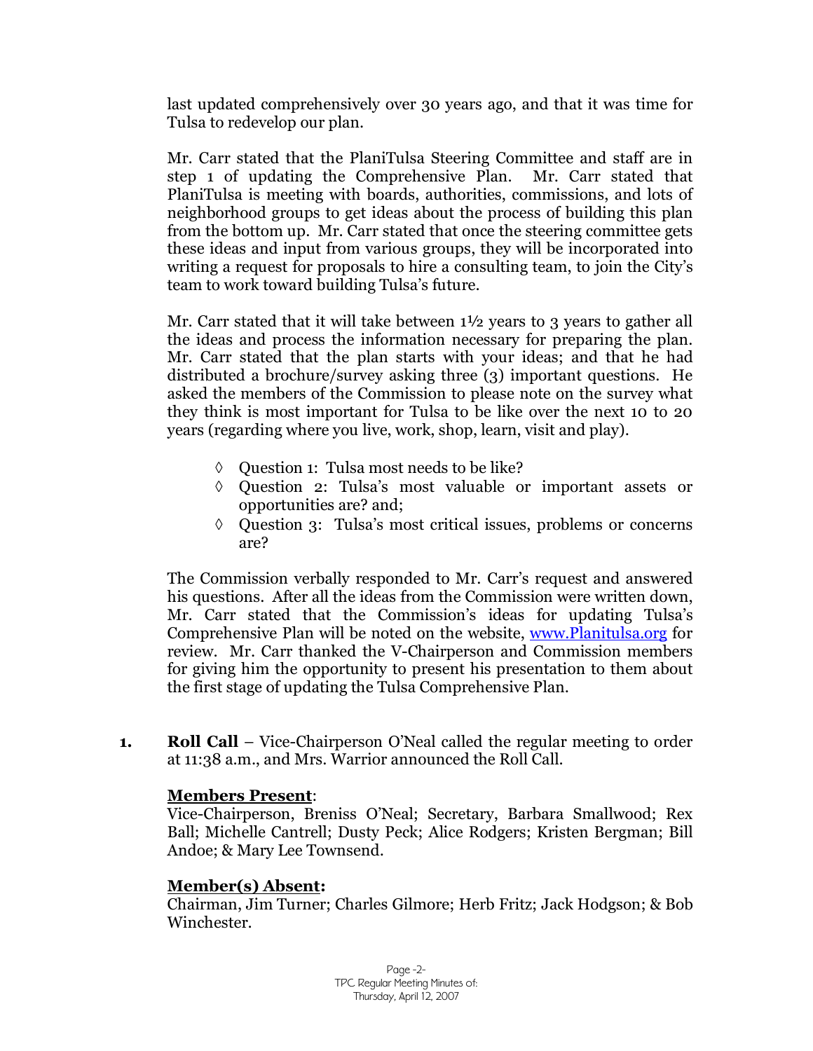last updated comprehensively over 30 years ago, and that it was time for Tulsa to redevelop our plan.

Mr. Carr stated that the PlaniTulsa Steering Committee and staff are in step 1 of updating the Comprehensive Plan. Mr. Carr stated that PlaniTulsa is meeting with boards, authorities, commissions, and lots of neighborhood groups to get ideas about the process of building this plan from the bottom up. Mr. Carr stated that once the steering committee gets these ideas and input from various groups, they will be incorporated into writing a request for proposals to hire a consulting team, to join the City's team to work toward building Tulsa's future.

Mr. Carr stated that it will take between 1½ years to 3 years to gather all the ideas and process the information necessary for preparing the plan. Mr. Carr stated that the plan starts with your ideas; and that he had distributed a brochure/survey asking three (3) important questions. He asked the members of the Commission to please note on the survey what they think is most important for Tulsa to be like over the next 10 to 20 years (regarding where you live, work, shop, learn, visit and play).

- ◊ Question 1: Tulsa most needs to be like?
- ◊ Question 2: Tulsa's most valuable or important assets or opportunities are? and;
- ◊ Question 3: Tulsa's most critical issues, problems or concerns are?

The Commission verbally responded to Mr. Carr's request and answered his questions. After all the ideas from the Commission were written down, Mr. Carr stated that the Commission's ideas for updating Tulsa's Comprehensive Plan will be noted on the website, [www.Planitulsa.org](http://www.Planitulsa.org) for review. Mr. Carr thanked the V-Chairperson and Commission members for giving him the opportunity to present his presentation to them about the first stage of updating the Tulsa Comprehensive Plan.

**1. Roll Call** – Vice-Chairperson O'Neal called the regular meeting to order at 11:38 a.m., and Mrs. Warrior announced the Roll Call.

**Members Present**:
Vice-Chairperson, Breniss O'Neal; Secretary, Barbara Smallwood; Rex Ball; Michelle Cantrell; Dusty Peck; Alice Rodgers; Kristen Bergman; Bill Andoe; & Mary Lee Townsend.

**Member(s) Absent:**
Chairman, Jim Turner; Charles Gilmore; Herb Fritz; Jack Hodgson; & Bob Winchester.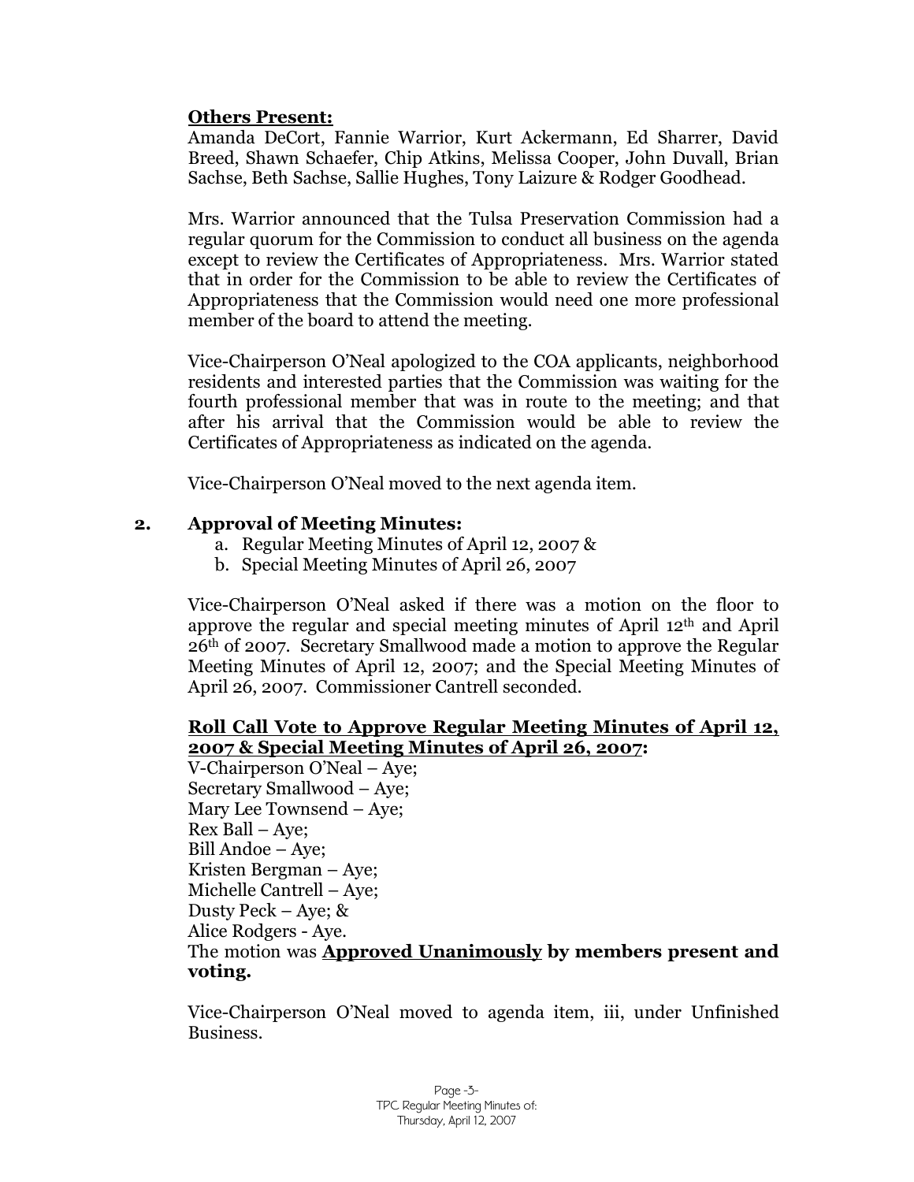**Others Present:**
Amanda DeCort, Fannie Warrior, Kurt Ackermann, Ed Sharrer, David Breed, Shawn Schaefer, Chip Atkins, Melissa Cooper, John Duvall, Brian Sachse, Beth Sachse, Sallie Hughes, Tony Laizure & Rodger Goodhead.

Mrs. Warrior announced that the Tulsa Preservation Commission had a regular quorum for the Commission to conduct all business on the agenda except to review the Certificates of Appropriateness. Mrs. Warrior stated that in order for the Commission to be able to review the Certificates of Appropriateness that the Commission would need one more professional member of the board to attend the meeting.

Vice-Chairperson O'Neal apologized to the COA applicants, neighborhood residents and interested parties that the Commission was waiting for the fourth professional member that was in route to the meeting; and that after his arrival that the Commission would be able to review the Certificates of Appropriateness as indicated on the agenda.

Vice-Chairperson O'Neal moved to the next agenda item.

## 2. Approval of Meeting Minutes:

a. Regular Meeting Minutes of April 12, 2007 &
b. Special Meeting Minutes of April 26, 2007

Vice-Chairperson O'Neal asked if there was a motion on the floor to approve the regular and special meeting minutes of April 12th and April 26th of 2007. Secretary Smallwood made a motion to approve the Regular Meeting Minutes of April 12, 2007; and the Special Meeting Minutes of April 26, 2007. Commissioner Cantrell seconded.

**Roll Call Vote to Approve Regular Meeting Minutes of April 12, 2007 & Special Meeting Minutes of April 26, 2007:**
V-Chairperson O'Neal – Aye;
Secretary Smallwood – Aye;
Mary Lee Townsend – Aye;
Rex Ball – Aye;
Bill Andoe – Aye;
Kristen Bergman – Aye;
Michelle Cantrell – Aye;
Dusty Peck – Aye; &
Alice Rodgers - Aye.
The motion was **Approved Unanimously by members present and voting.**

Vice-Chairperson O'Neal moved to agenda item, iii, under Unfinished Business.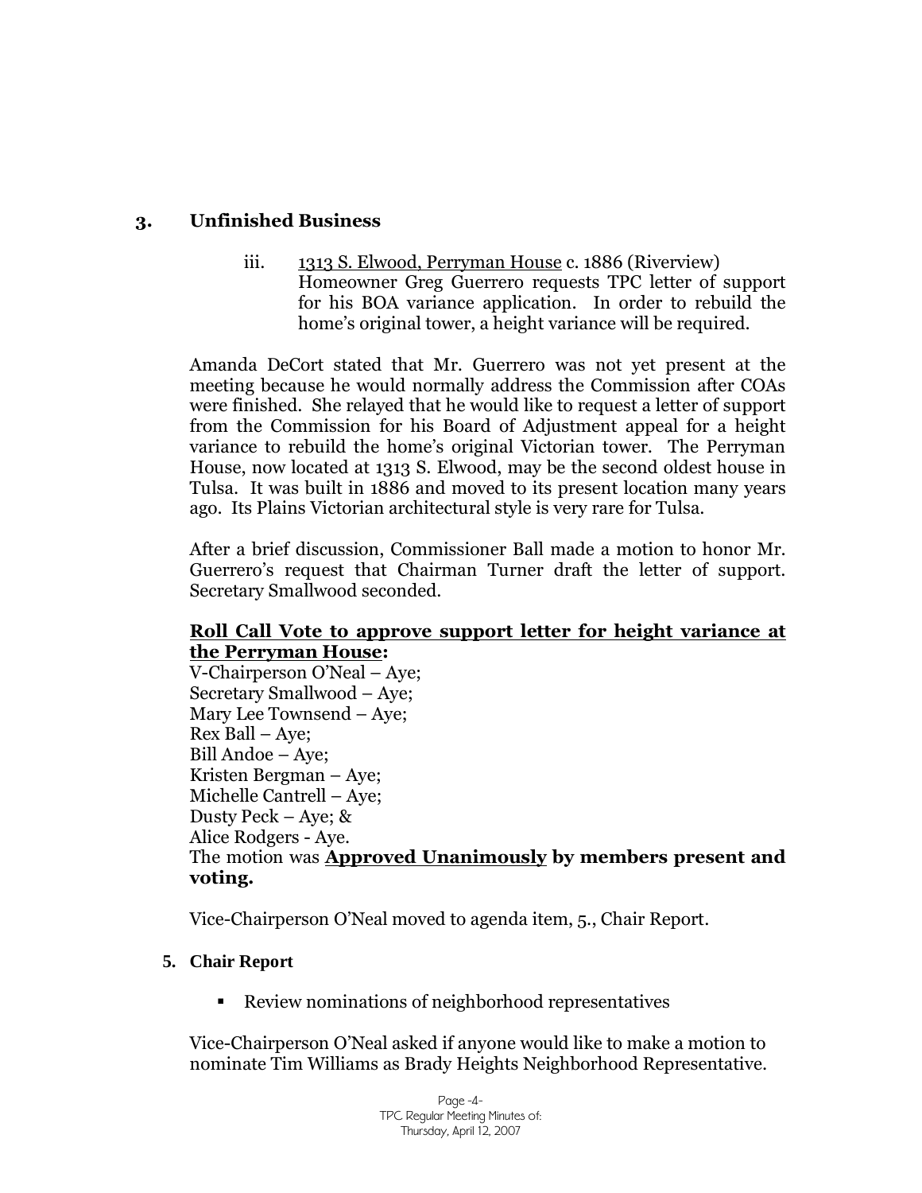## 3. Unfinished Business

iii. 1313 S. Elwood, Perryman House c. 1886 (Riverview)
Homeowner Greg Guerrero requests TPC letter of support for his BOA variance application. In order to rebuild the home's original tower, a height variance will be required.

Amanda DeCort stated that Mr. Guerrero was not yet present at the meeting because he would normally address the Commission after COAs were finished. She relayed that he would like to request a letter of support from the Commission for his Board of Adjustment appeal for a height variance to rebuild the home's original Victorian tower. The Perryman House, now located at 1313 S. Elwood, may be the second oldest house in Tulsa. It was built in 1886 and moved to its present location many years ago. Its Plains Victorian architectural style is very rare for Tulsa.

After a brief discussion, Commissioner Ball made a motion to honor Mr. Guerrero's request that Chairman Turner draft the letter of support. Secretary Smallwood seconded.

**Roll Call Vote to approve support letter for height variance at the Perryman House:**
V-Chairperson O'Neal – Aye;
Secretary Smallwood – Aye;
Mary Lee Townsend – Aye;
Rex Ball – Aye;
Bill Andoe – Aye;
Kristen Bergman – Aye;
Michelle Cantrell – Aye;
Dusty Peck – Aye; &
Alice Rodgers - Aye.
The motion was **Approved Unanimously by members present and voting.**

Vice-Chairperson O'Neal moved to agenda item, 5., Chair Report.

## 5. Chair Report

- Review nominations of neighborhood representatives

Vice-Chairperson O'Neal asked if anyone would like to make a motion to nominate Tim Williams as Brady Heights Neighborhood Representative.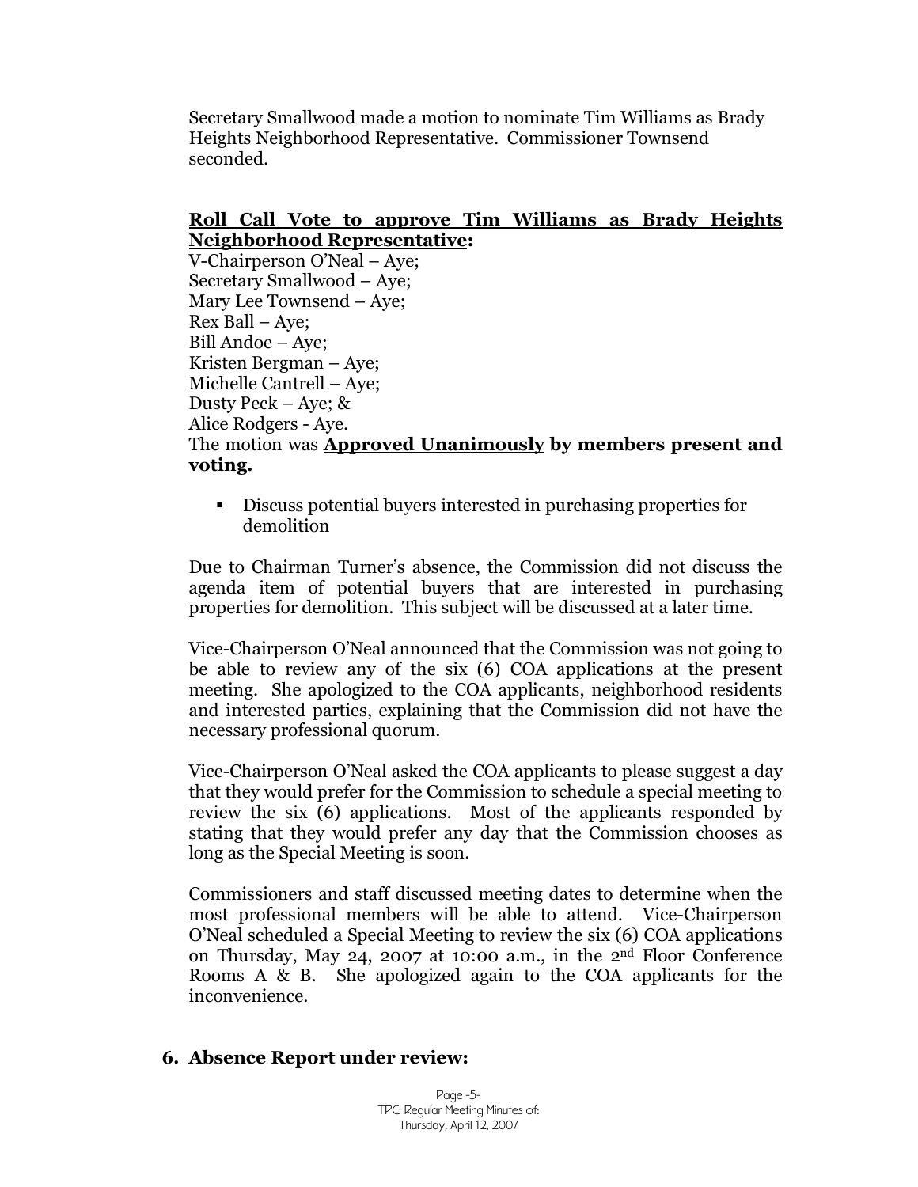Secretary Smallwood made a motion to nominate Tim Williams as Brady Heights Neighborhood Representative. Commissioner Townsend seconded.

**<u>Roll Call Vote to approve Tim Williams as Brady Heights Neighborhood Representative</u>:**
V-Chairperson O'Neal – Aye;
Secretary Smallwood – Aye;
Mary Lee Townsend – Aye;
Rex Ball – Aye;
Bill Andoe – Aye;
Kristen Bergman – Aye;
Michelle Cantrell – Aye;
Dusty Peck – Aye; &
Alice Rodgers - Aye.
The motion was **<u>Approved Unanimously</u> by members present and voting.**

- Discuss potential buyers interested in purchasing properties for demolition

Due to Chairman Turner's absence, the Commission did not discuss the agenda item of potential buyers that are interested in purchasing properties for demolition. This subject will be discussed at a later time.

Vice-Chairperson O'Neal announced that the Commission was not going to be able to review any of the six (6) COA applications at the present meeting. She apologized to the COA applicants, neighborhood residents and interested parties, explaining that the Commission did not have the necessary professional quorum.

Vice-Chairperson O'Neal asked the COA applicants to please suggest a day that they would prefer for the Commission to schedule a special meeting to review the six (6) applications. Most of the applicants responded by stating that they would prefer any day that the Commission chooses as long as the Special Meeting is soon.

Commissioners and staff discussed meeting dates to determine when the most professional members will be able to attend. Vice-Chairperson O'Neal scheduled a Special Meeting to review the six (6) COA applications on Thursday, May 24, 2007 at 10:00 a.m., in the 2nd Floor Conference Rooms A & B. She apologized again to the COA applicants for the inconvenience.

## 6. Absence Report under review: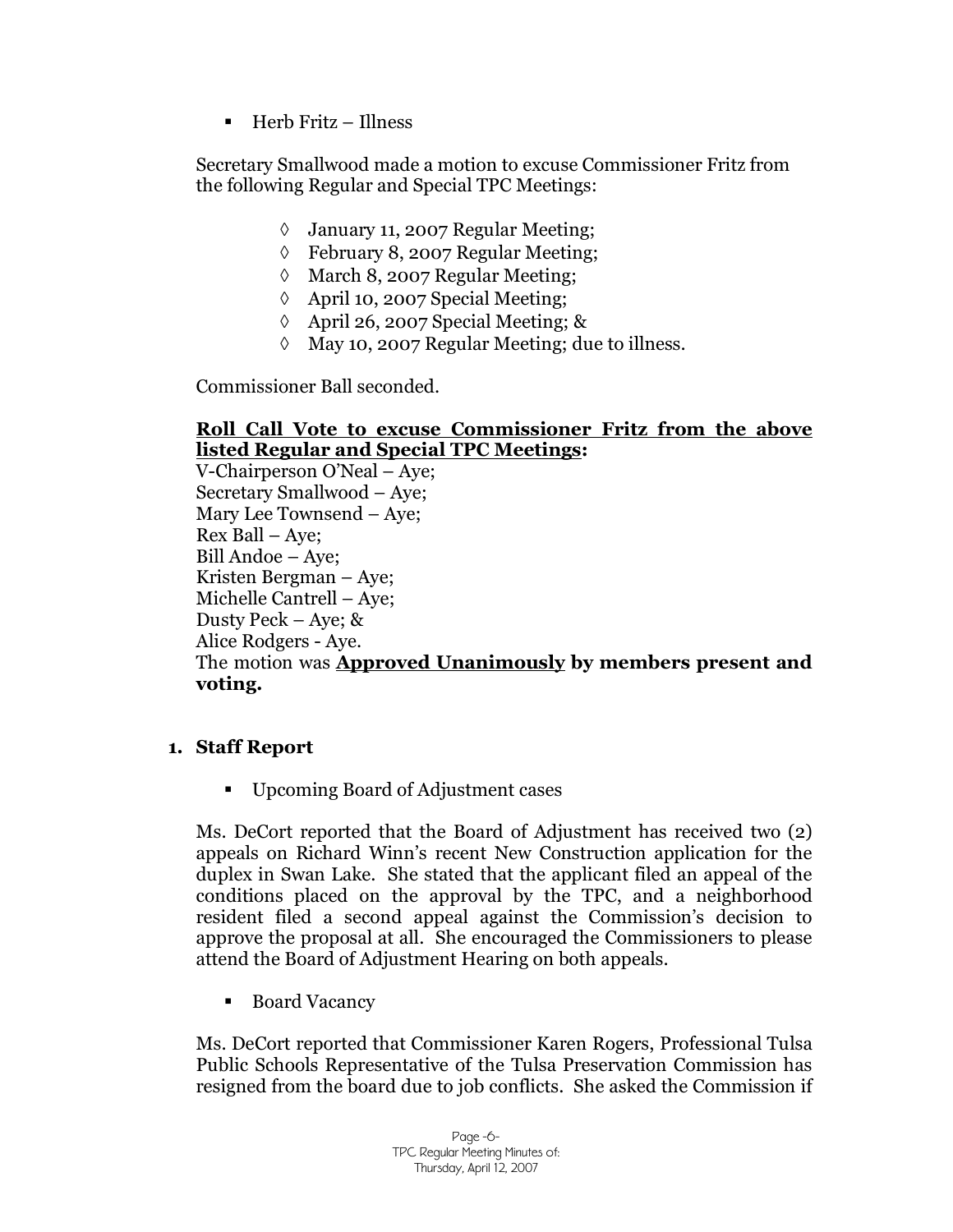- Herb Fritz – Illness

Secretary Smallwood made a motion to excuse Commissioner Fritz from the following Regular and Special TPC Meetings:

- ◊ January 11, 2007 Regular Meeting;
- ◊ February 8, 2007 Regular Meeting;
- ◊ March 8, 2007 Regular Meeting;
- ◊ April 10, 2007 Special Meeting;
- ◊ April 26, 2007 Special Meeting; &
- ◊ May 10, 2007 Regular Meeting; due to illness.

Commissioner Ball seconded.

**Roll Call Vote to excuse Commissioner Fritz from the above listed Regular and Special TPC Meetings:**
V-Chairperson O'Neal – Aye;
Secretary Smallwood – Aye;
Mary Lee Townsend – Aye;
Rex Ball – Aye;
Bill Andoe – Aye;
Kristen Bergman – Aye;
Michelle Cantrell – Aye;
Dusty Peck – Aye; &
Alice Rodgers - Aye.
The motion was **Approved Unanimously by members present and voting.**

1. **Staff Report**

- Upcoming Board of Adjustment cases

Ms. DeCort reported that the Board of Adjustment has received two (2) appeals on Richard Winn's recent New Construction application for the duplex in Swan Lake. She stated that the applicant filed an appeal of the conditions placed on the approval by the TPC, and a neighborhood resident filed a second appeal against the Commission's decision to approve the proposal at all. She encouraged the Commissioners to please attend the Board of Adjustment Hearing on both appeals.

- Board Vacancy

Ms. DeCort reported that Commissioner Karen Rogers, Professional Tulsa Public Schools Representative of the Tulsa Preservation Commission has resigned from the board due to job conflicts. She asked the Commission if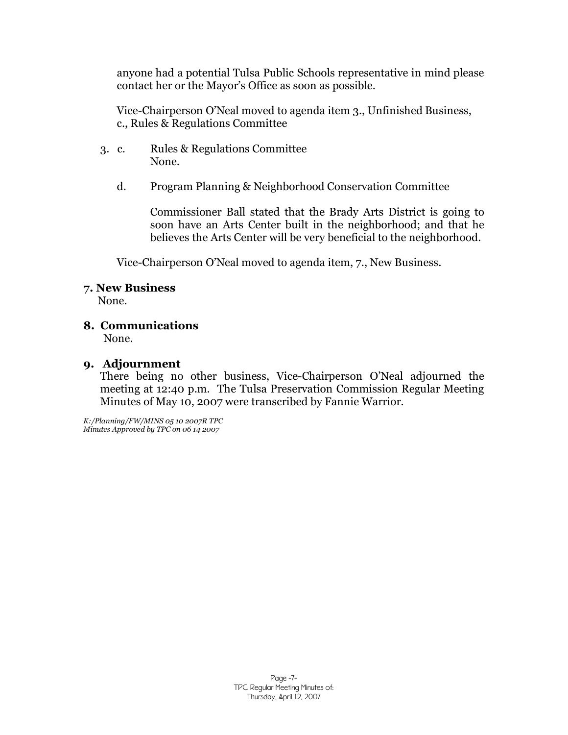anyone had a potential Tulsa Public Schools representative in mind please contact her or the Mayor's Office as soon as possible.

Vice-Chairperson O'Neal moved to agenda item 3., Unfinished Business, c., Rules & Regulations Committee

3. c. Rules & Regulations Committee
   None.

   d. Program Planning & Neighborhood Conservation Committee

   Commissioner Ball stated that the Brady Arts District is going to soon have an Arts Center built in the neighborhood; and that he believes the Arts Center will be very beneficial to the neighborhood.

Vice-Chairperson O'Neal moved to agenda item, 7., New Business.

**7. New Business**
None.

**8. Communications**
None.

**9. Adjournment**
There being no other business, Vice-Chairperson O'Neal adjourned the meeting at 12:40 p.m. The Tulsa Preservation Commission Regular Meeting Minutes of May 10, 2007 were transcribed by Fannie Warrior.

*K:/Planning/FW/MINS 05 10 2007R TPC*
*Minutes Approved by TPC on 06 14 2007*